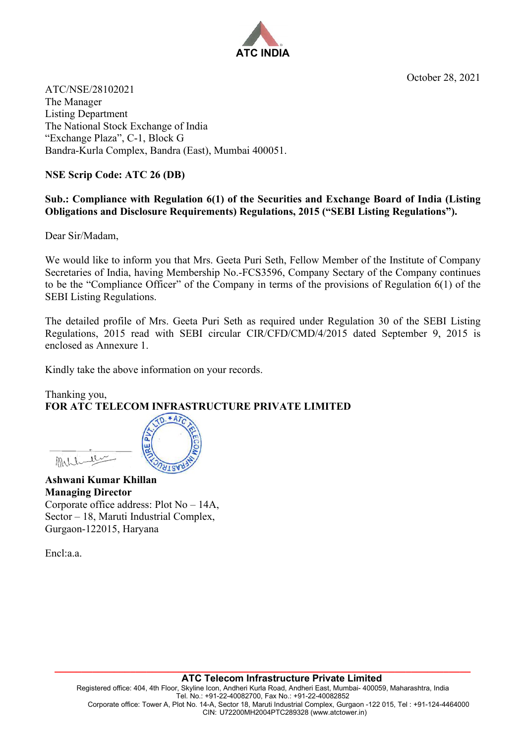ATC INDIA

October 28, 2021

ATC/NSE/28102021
The Manager
Listing Department
The National Stock Exchange of India
"Exchange Plaza", C-1, Block G
Bandra-Kurla Complex, Bandra (East), Mumbai 400051.

**NSE Scrip Code: ATC 26 (DB)**

**Sub.: Compliance with Regulation 6(1) of the Securities and Exchange Board of India (Listing Obligations and Disclosure Requirements) Regulations, 2015 ("SEBI Listing Regulations").**

Dear Sir/Madam,

We would like to inform you that Mrs. Geeta Puri Seth, Fellow Member of the Institute of Company Secretaries of India, having Membership No.-FCS3596, Company Sectary of the Company continues to be the "Compliance Officer" of the Company in terms of the provisions of Regulation 6(1) of the SEBI Listing Regulations.

The detailed profile of Mrs. Geeta Puri Seth as required under Regulation 30 of the SEBI Listing Regulations, 2015 read with SEBI circular CIR/CFD/CMD/4/2015 dated September 9, 2015 is enclosed as Annexure 1.

Kindly take the above information on your records.

Thanking you,
**FOR ATC TELECOM INFRASTRUCTURE PRIVATE LIMITED**

**Ashwani Kumar Khillan**
**Managing Director**
Corporate office address: Plot No – 14A,
Sector – 18, Maruti Industrial Complex,
Gurgaon-122015, Haryana

Encl:a.a.

**ATC Telecom Infrastructure Private Limited**
Registered office: 404, 4th Floor, Skyline Icon, Andheri Kurla Road, Andheri East, Mumbai- 400059, Maharashtra, India
Tel. No.: +91-22-40082700, Fax No.: +91-22-40082852
Corporate office: Tower A, Plot No. 14-A, Sector 18, Maruti Industrial Complex, Gurgaon -122 015, Tel : +91-124-4464000
CIN: U72200MH2004PTC289328 (www.atctower.in)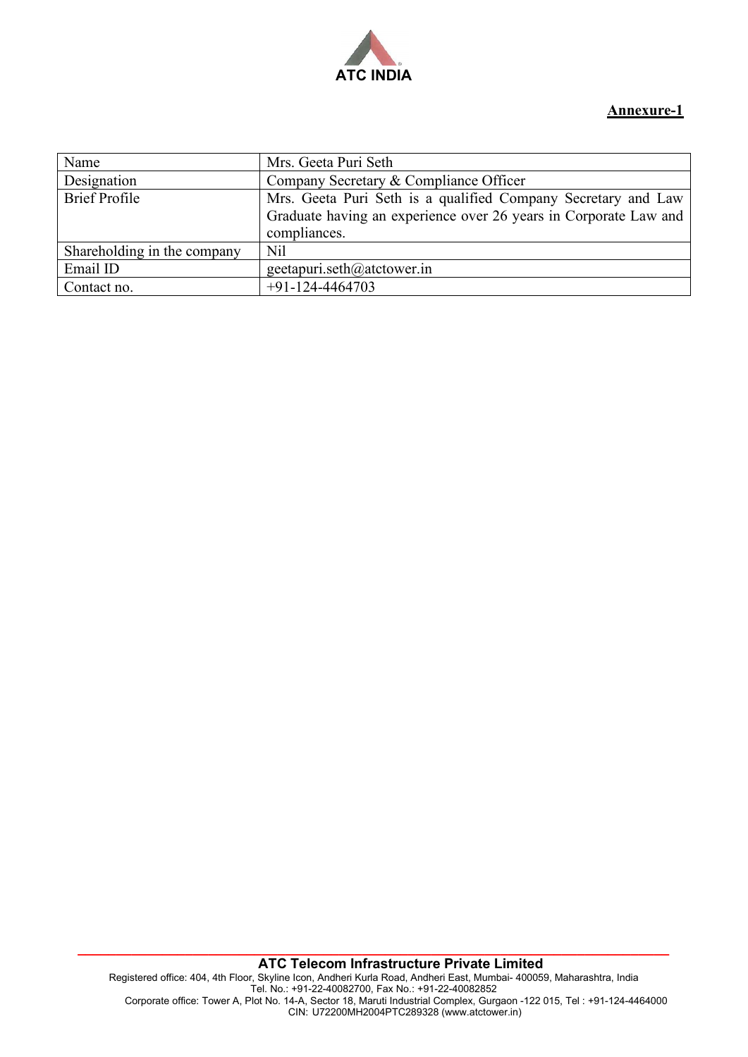ATC INDIA

**Annexure-1**

| | |
|---|---|
| Name | Mrs. Geeta Puri Seth |
| Designation | Company Secretary & Compliance Officer |
| Brief Profile | Mrs. Geeta Puri Seth is a qualified Company Secretary and Law Graduate having an experience over 26 years in Corporate Law and compliances. |
| Shareholding in the company | Nil |
| Email ID | geetapuri.seth@atctower.in |
| Contact no. | +91-124-4464703 |

**ATC Telecom Infrastructure Private Limited**

Registered office: 404, 4th Floor, Skyline Icon, Andheri Kurla Road, Andheri East, Mumbai- 400059, Maharashtra, India
Tel. No.: +91-22-40082700, Fax No.: +91-22-40082852
Corporate office: Tower A, Plot No. 14-A, Sector 18, Maruti Industrial Complex, Gurgaon -122 015, Tel : +91-124-4464000
CIN: U72200MH2004PTC289328 (www.atctower.in)